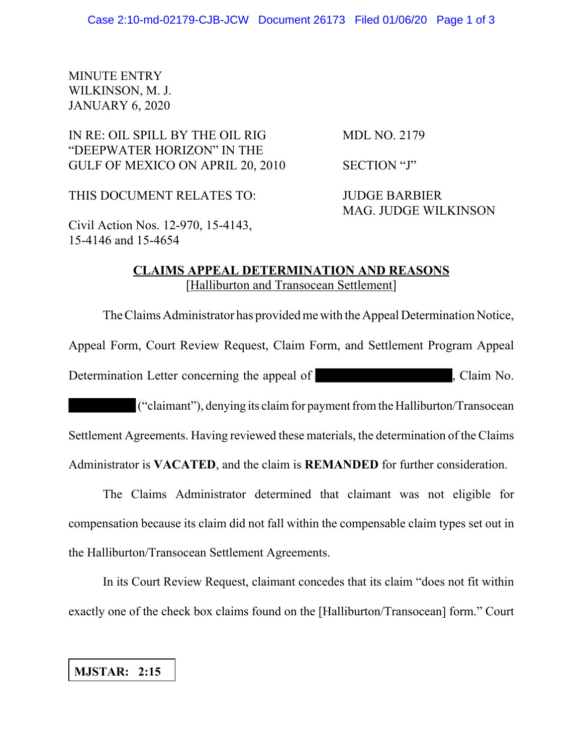MINUTE ENTRY
WILKINSON, M. J.
JANUARY 6, 2020

| | |
|---|---|
| IN RE: OIL SPILL BY THE OIL RIG "DEEPWATER HORIZON" IN THE GULF OF MEXICO ON APRIL 20, 2010 | MDL NO. 2179 |
| | SECTION "J" |
| THIS DOCUMENT RELATES TO: | JUDGE BARBIER MAG. JUDGE WILKINSON |
| Civil Action Nos. 12-970, 15-4143, 15-4146 and 15-4654 | |

## CLAIMS APPEAL DETERMINATION AND REASONS
[Halliburton and Transocean Settlement]

The Claims Administrator has provided me with the Appeal Determination Notice, Appeal Form, Court Review Request, Claim Form, and Settlement Program Appeal Determination Letter concerning the appeal of [REDACTED], Claim No. [REDACTED] ("claimant"), denying its claim for payment from the Halliburton/Transocean Settlement Agreements. Having reviewed these materials, the determination of the Claims Administrator is **VACATED**, and the claim is **REMANDED** for further consideration.

The Claims Administrator determined that claimant was not eligible for compensation because its claim did not fall within the compensable claim types set out in the Halliburton/Transocean Settlement Agreements.

In its Court Review Request, claimant concedes that its claim "does not fit within exactly one of the check box claims found on the [Halliburton/Transocean] form." Court

**MJSTAR: 2:15**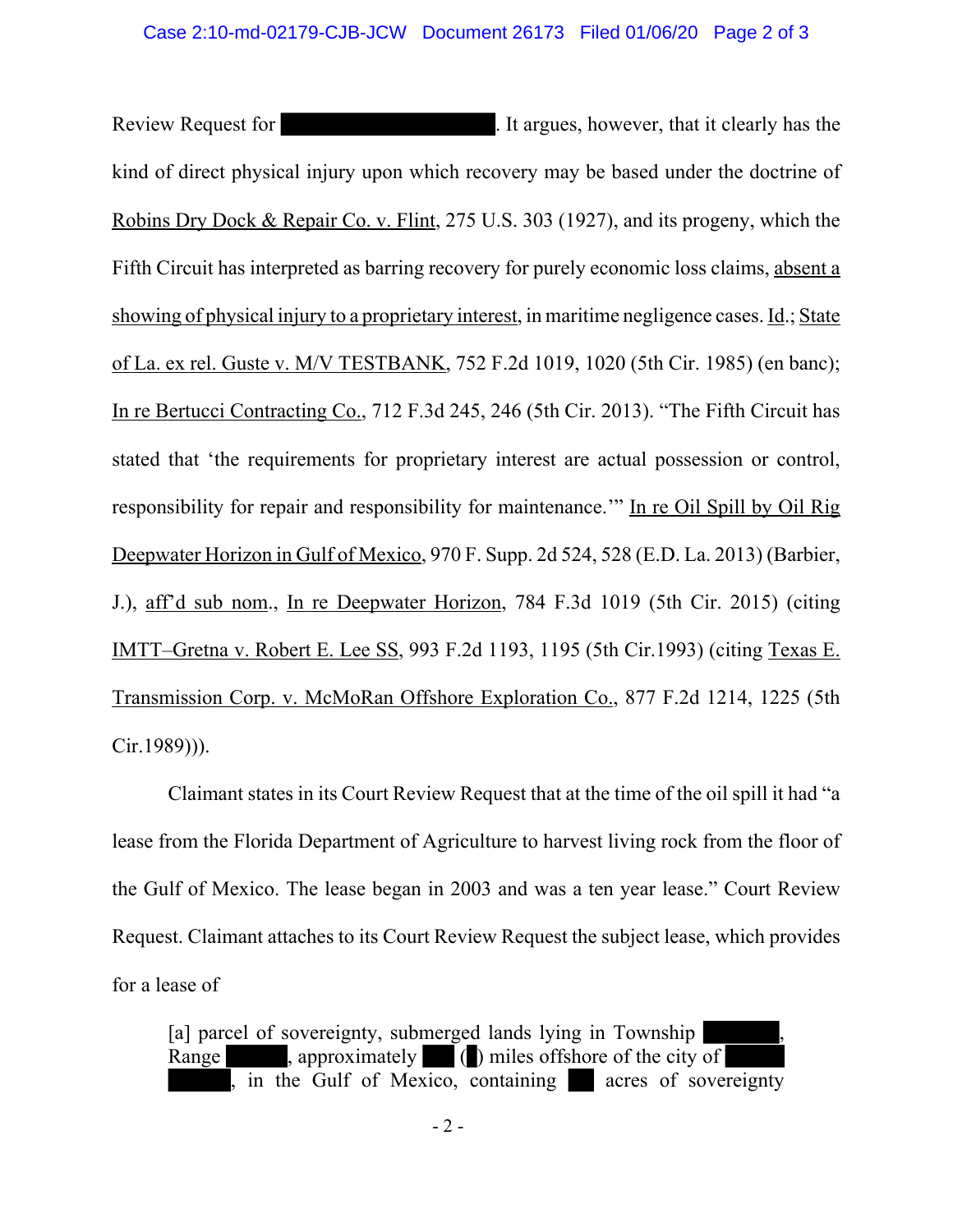Review Request for ██████████. It argues, however, that it clearly has the kind of direct physical injury upon which recovery may be based under the doctrine of Robins Dry Dock & Repair Co. v. Flint, 275 U.S. 303 (1927), and its progeny, which the Fifth Circuit has interpreted as barring recovery for purely economic loss claims, absent a showing of physical injury to a proprietary interest, in maritime negligence cases. Id.; State of La. ex rel. Guste v. M/V TESTBANK, 752 F.2d 1019, 1020 (5th Cir. 1985) (en banc); In re Bertucci Contracting Co., 712 F.3d 245, 246 (5th Cir. 2013). "The Fifth Circuit has stated that 'the requirements for proprietary interest are actual possession or control, responsibility for repair and responsibility for maintenance.'" In re Oil Spill by Oil Rig Deepwater Horizon in Gulf of Mexico, 970 F. Supp. 2d 524, 528 (E.D. La. 2013) (Barbier, J.), aff'd sub nom., In re Deepwater Horizon, 784 F.3d 1019 (5th Cir. 2015) (citing IMTT–Gretna v. Robert E. Lee SS, 993 F.2d 1193, 1195 (5th Cir.1993) (citing Texas E. Transmission Corp. v. McMoRan Offshore Exploration Co., 877 F.2d 1214, 1225 (5th Cir.1989))).

Claimant states in its Court Review Request that at the time of the oil spill it had "a lease from the Florida Department of Agriculture to harvest living rock from the floor of the Gulf of Mexico. The lease began in 2003 and was a ten year lease." Court Review Request. Claimant attaches to its Court Review Request the subject lease, which provides for a lease of

> [a] parcel of sovereignty, submerged lands lying in Township ██████, Range █████, approximately ███ (█) miles offshore of the city of █████ █████, in the Gulf of Mexico, containing ██ acres of sovereignty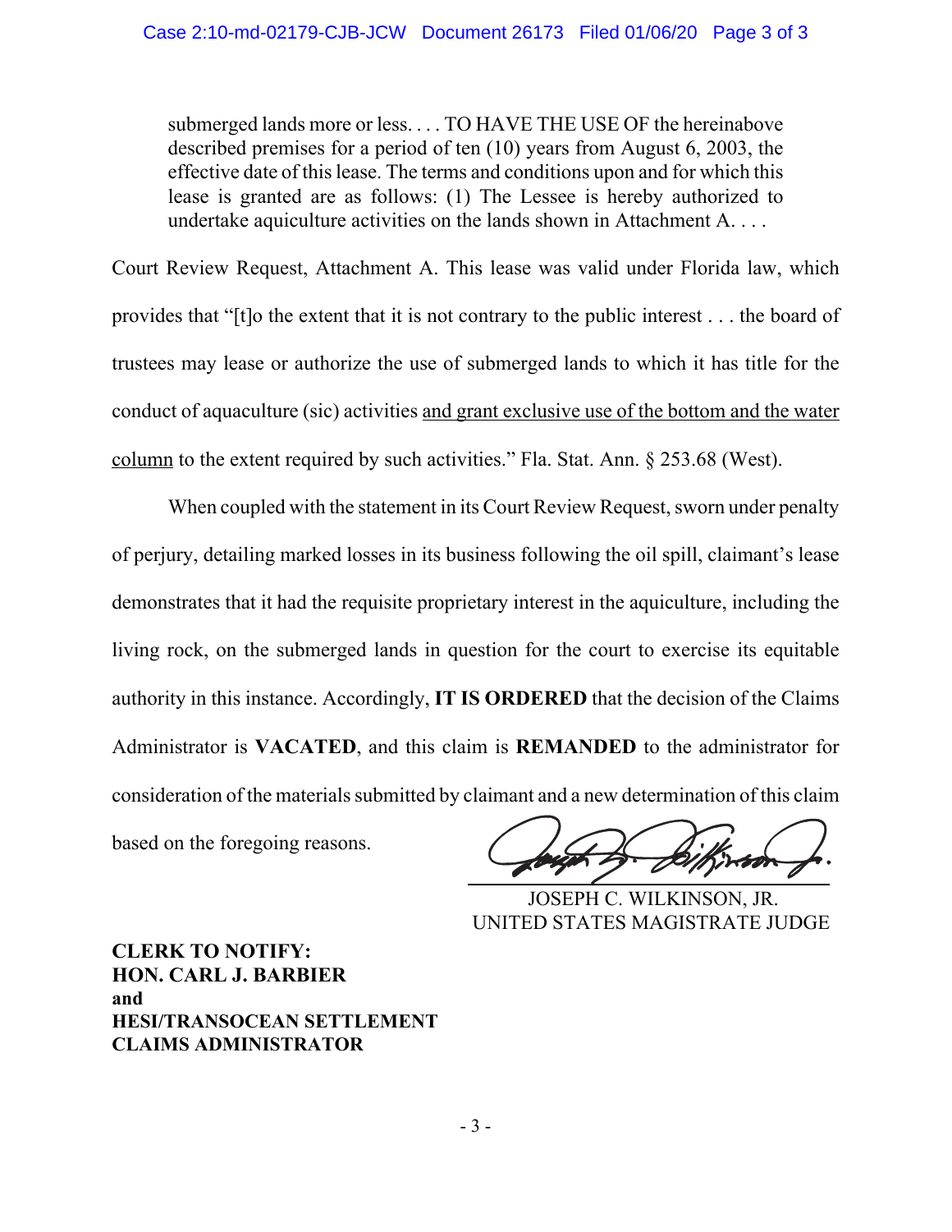> submerged lands more or less. . . . TO HAVE THE USE OF the hereinabove described premises for a period of ten (10) years from August 6, 2003, the effective date of this lease. The terms and conditions upon and for which this lease is granted are as follows: (1) The Lessee is hereby authorized to undertake aquiculture activities on the lands shown in Attachment A. . . .

Court Review Request, Attachment A. This lease was valid under Florida law, which provides that "[t]o the extent that it is not contrary to the public interest . . . the board of trustees may lease or authorize the use of submerged lands to which it has title for the conduct of aquaculture (sic) activities <u>and grant exclusive use of the bottom and the water column</u> to the extent required by such activities." Fla. Stat. Ann. § 253.68 (West).

When coupled with the statement in its Court Review Request, sworn under penalty of perjury, detailing marked losses in its business following the oil spill, claimant's lease demonstrates that it had the requisite proprietary interest in the aquiculture, including the living rock, on the submerged lands in question for the court to exercise its equitable authority in this instance. Accordingly, **IT IS ORDERED** that the decision of the Claims Administrator is **VACATED**, and this claim is **REMANDED** to the administrator for consideration of the materials submitted by claimant and a new determination of this claim based on the foregoing reasons.

JOSEPH C. WILKINSON, JR.
UNITED STATES MAGISTRATE JUDGE

**CLERK TO NOTIFY:**
**HON. CARL J. BARBIER**
**and**
**HESI/TRANSOCEAN SETTLEMENT CLAIMS ADMINISTRATOR**